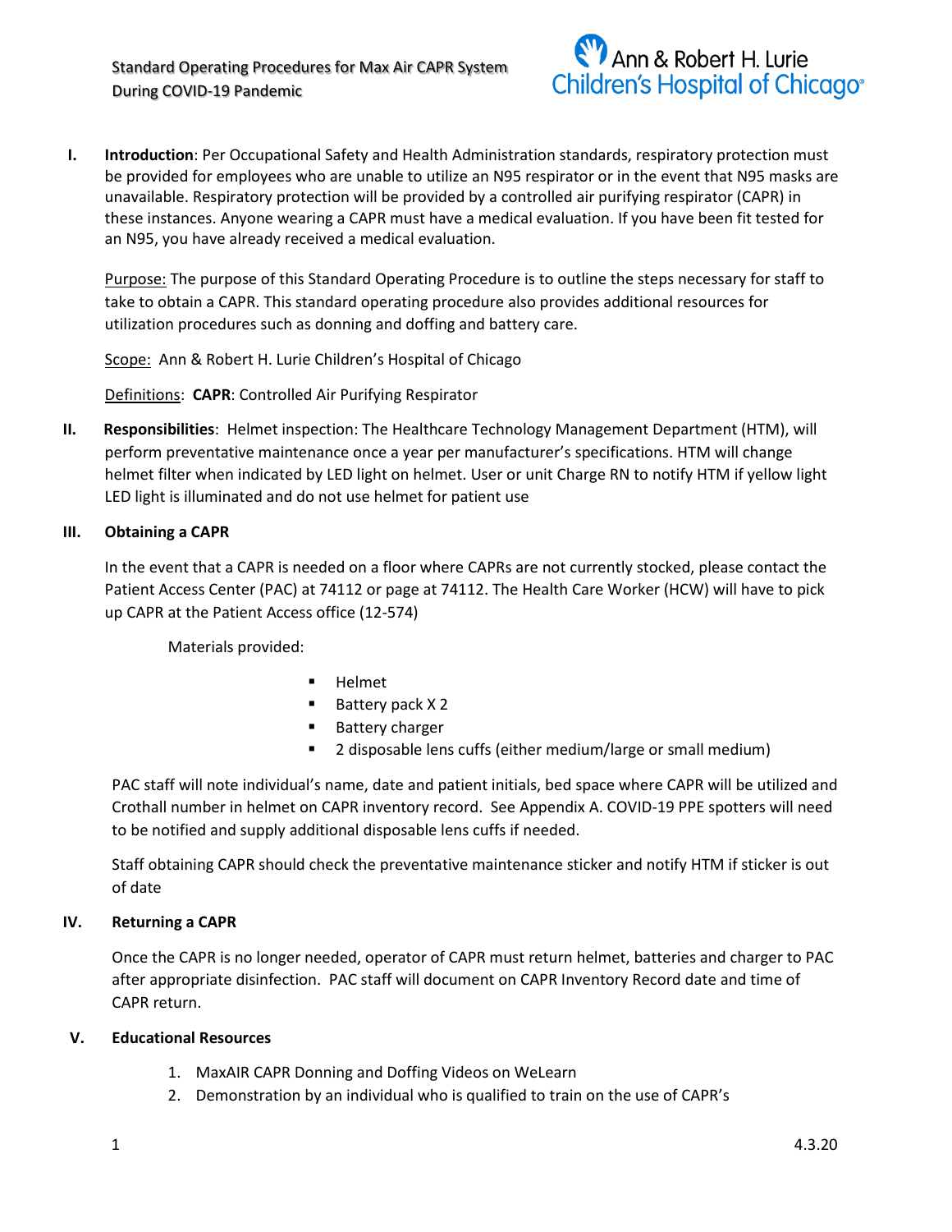Standard Operating Procedures for Max Air CAPR System During COVID-19 Pandemic

Ann & Robert H. Lurie Children's Hospital of Chicago

**I. Introduction**: Per Occupational Safety and Health Administration standards, respiratory protection must be provided for employees who are unable to utilize an N95 respirator or in the event that N95 masks are unavailable. Respiratory protection will be provided by a controlled air purifying respirator (CAPR) in these instances. Anyone wearing a CAPR must have a medical evaluation. If you have been fit tested for an N95, you have already received a medical evaluation.

Purpose: The purpose of this Standard Operating Procedure is to outline the steps necessary for staff to take to obtain a CAPR. This standard operating procedure also provides additional resources for utilization procedures such as donning and doffing and battery care.

Scope: Ann & Robert H. Lurie Children's Hospital of Chicago

Definitions: **CAPR**: Controlled Air Purifying Respirator

**II. Responsibilities**: Helmet inspection: The Healthcare Technology Management Department (HTM), will perform preventative maintenance once a year per manufacturer's specifications. HTM will change helmet filter when indicated by LED light on helmet. User or unit Charge RN to notify HTM if yellow light LED light is illuminated and do not use helmet for patient use

**III. Obtaining a CAPR**

In the event that a CAPR is needed on a floor where CAPRs are not currently stocked, please contact the Patient Access Center (PAC) at 74112 or page at 74112. The Health Care Worker (HCW) will have to pick up CAPR at the Patient Access office (12-574)

Materials provided:

- Helmet
- Battery pack X 2
- Battery charger
- 2 disposable lens cuffs (either medium/large or small medium)

PAC staff will note individual's name, date and patient initials, bed space where CAPR will be utilized and Crothall number in helmet on CAPR inventory record. See Appendix A. COVID-19 PPE spotters will need to be notified and supply additional disposable lens cuffs if needed.

Staff obtaining CAPR should check the preventative maintenance sticker and notify HTM if sticker is out of date

**IV. Returning a CAPR**

Once the CAPR is no longer needed, operator of CAPR must return helmet, batteries and charger to PAC after appropriate disinfection. PAC staff will document on CAPR Inventory Record date and time of CAPR return.

**V. Educational Resources**

1. MaxAIR CAPR Donning and Doffing Videos on WeLearn
2. Demonstration by an individual who is qualified to train on the use of CAPR's

4.3.20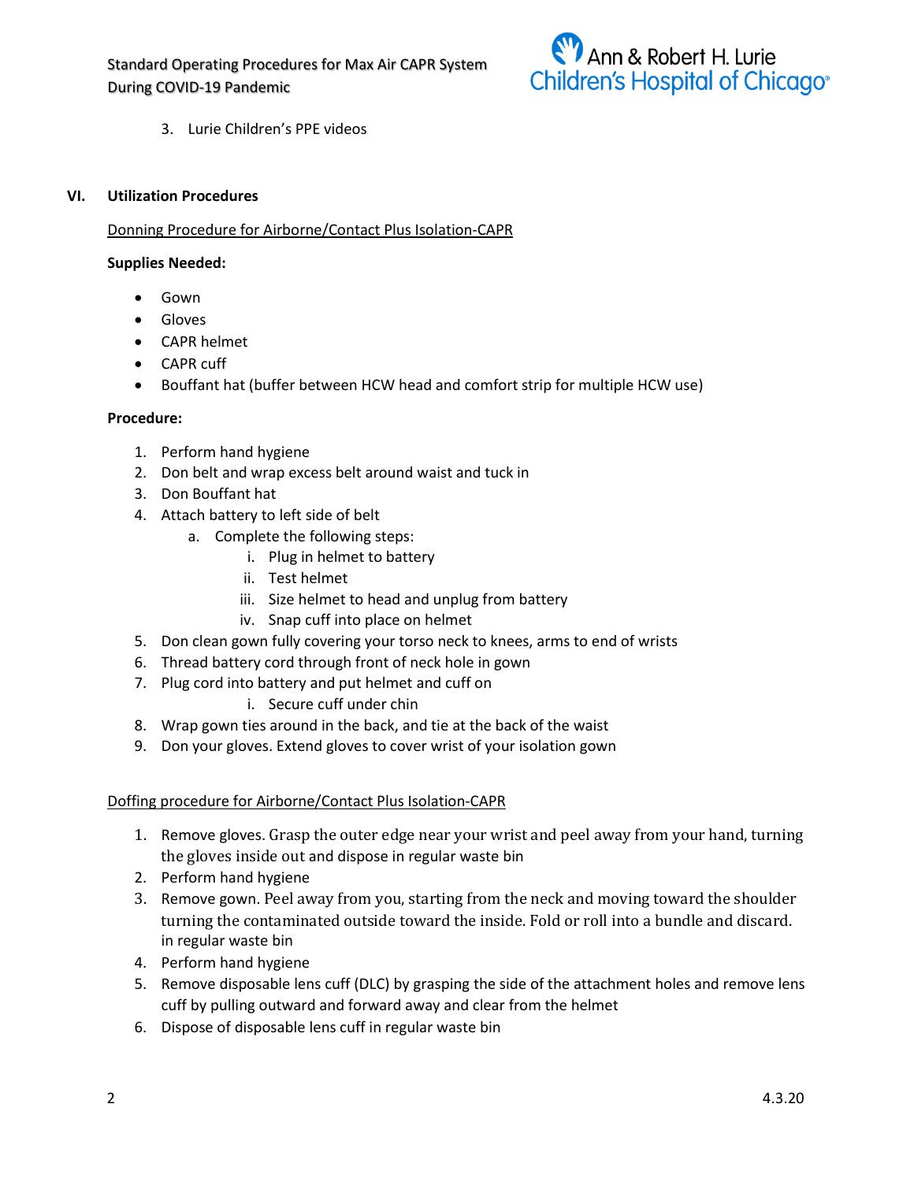3. Lurie Children's PPE videos

## VI. Utilization Procedures

Donning Procedure for Airborne/Contact Plus Isolation-CAPR

**Supplies Needed:**

- Gown
- Gloves
- CAPR helmet
- CAPR cuff
- Bouffant hat (buffer between HCW head and comfort strip for multiple HCW use)

**Procedure:**

1. Perform hand hygiene
2. Don belt and wrap excess belt around waist and tuck in
3. Don Bouffant hat
4. Attach battery to left side of belt
   a. Complete the following steps:
      i. Plug in helmet to battery
      ii. Test helmet
      iii. Size helmet to head and unplug from battery
      iv. Snap cuff into place on helmet
5. Don clean gown fully covering your torso neck to knees, arms to end of wrists
6. Thread battery cord through front of neck hole in gown
7. Plug cord into battery and put helmet and cuff on
      i. Secure cuff under chin
8. Wrap gown ties around in the back, and tie at the back of the waist
9. Don your gloves. Extend gloves to cover wrist of your isolation gown

Doffing procedure for Airborne/Contact Plus Isolation-CAPR

1. Remove gloves. Grasp the outer edge near your wrist and peel away from your hand, turning the gloves inside out and dispose in regular waste bin
2. Perform hand hygiene
3. Remove gown. Peel away from you, starting from the neck and moving toward the shoulder turning the contaminated outside toward the inside. Fold or roll into a bundle and discard. in regular waste bin
4. Perform hand hygiene
5. Remove disposable lens cuff (DLC) by grasping the side of the attachment holes and remove lens cuff by pulling outward and forward away and clear from the helmet
6. Dispose of disposable lens cuff in regular waste bin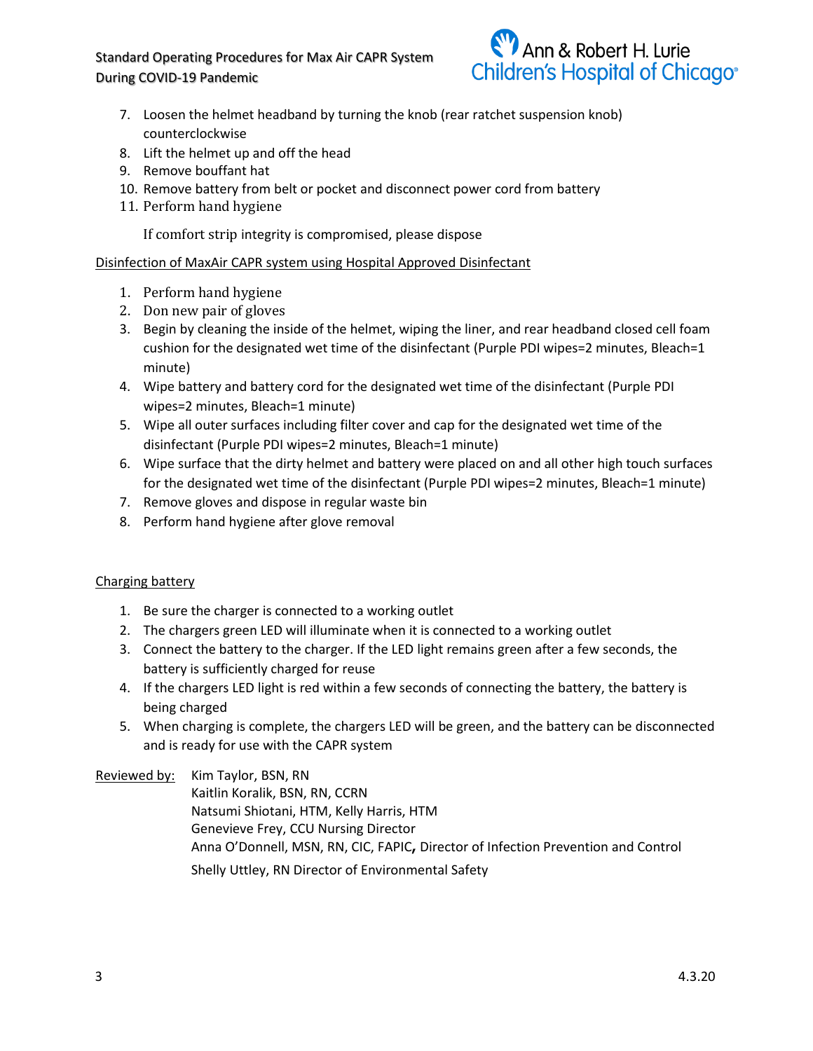7. Loosen the helmet headband by turning the knob (rear ratchet suspension knob) counterclockwise
8. Lift the helmet up and off the head
9. Remove bouffant hat
10. Remove battery from belt or pocket and disconnect power cord from battery
11. Perform hand hygiene

    If comfort strip integrity is compromised, please dispose

<u>Disinfection of MaxAir CAPR system using Hospital Approved Disinfectant</u>

1. Perform hand hygiene
2. Don new pair of gloves
3. Begin by cleaning the inside of the helmet, wiping the liner, and rear headband closed cell foam cushion for the designated wet time of the disinfectant (Purple PDI wipes=2 minutes, Bleach=1 minute)
4. Wipe battery and battery cord for the designated wet time of the disinfectant (Purple PDI wipes=2 minutes, Bleach=1 minute)
5. Wipe all outer surfaces including filter cover and cap for the designated wet time of the disinfectant (Purple PDI wipes=2 minutes, Bleach=1 minute)
6. Wipe surface that the dirty helmet and battery were placed on and all other high touch surfaces for the designated wet time of the disinfectant (Purple PDI wipes=2 minutes, Bleach=1 minute)
7. Remove gloves and dispose in regular waste bin
8. Perform hand hygiene after glove removal

<u>Charging battery</u>

1. Be sure the charger is connected to a working outlet
2. The chargers green LED will illuminate when it is connected to a working outlet
3. Connect the battery to the charger. If the LED light remains green after a few seconds, the battery is sufficiently charged for reuse
4. If the chargers LED light is red within a few seconds of connecting the battery, the battery is being charged
5. When charging is complete, the chargers LED will be green, and the battery can be disconnected and is ready for use with the CAPR system

<u>Reviewed by:</u>
Kim Taylor, BSN, RN
Kaitlin Koralik, BSN, RN, CCRN
Natsumi Shiotani, HTM, Kelly Harris, HTM
Genevieve Frey, CCU Nursing Director
Anna O'Donnell, MSN, RN, CIC, FAPIC**,** Director of Infection Prevention and Control
Shelly Uttley, RN Director of Environmental Safety

4.3.20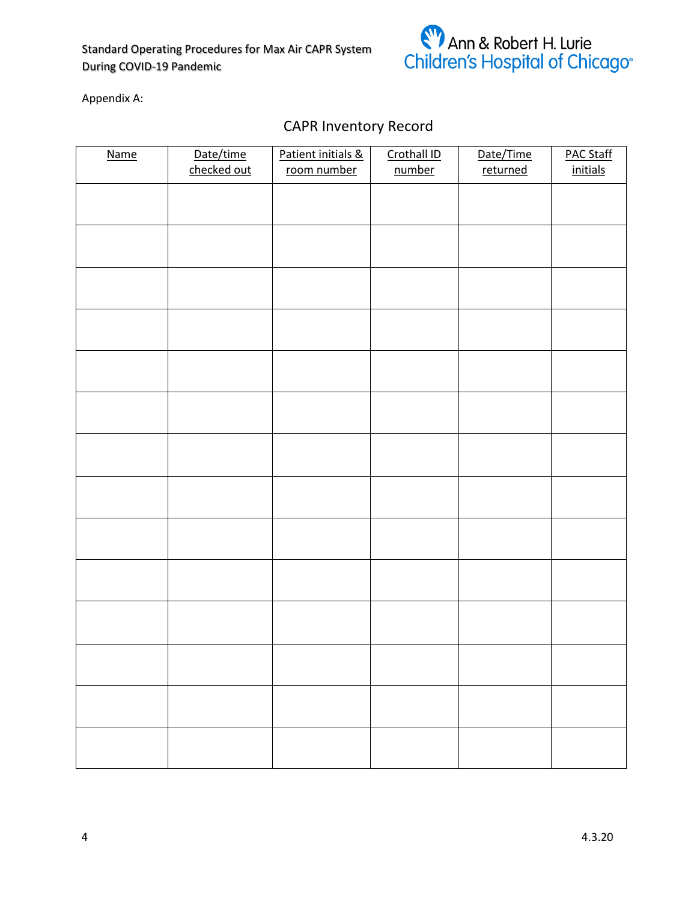Appendix A:

## CAPR Inventory Record

| Name | Date/time checked out | Patient initials & room number | Crothall ID number | Date/Time returned | PAC Staff initials |
|---|---|---|---|---|---|
| | | | | | |
| | | | | | |
| | | | | | |
| | | | | | |
| | | | | | |
| | | | | | |
| | | | | | |
| | | | | | |
| | | | | | |
| | | | | | |
| | | | | | |
| | | | | | |
| | | | | | |
| | | | | | |